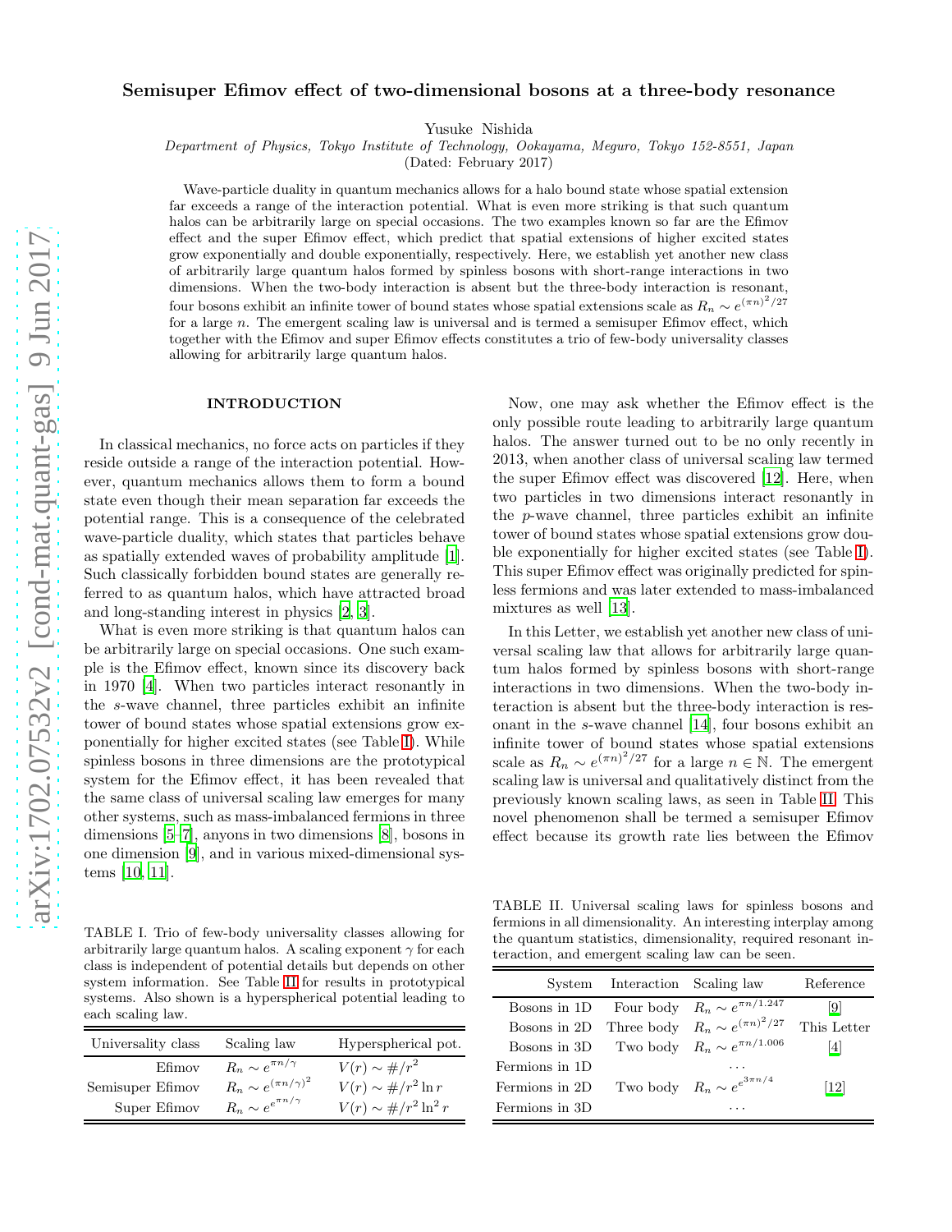# Semisuper Efimov effect of two-dimensional bosons at a three-body resonance

Yusuke Nishida

*Department of Physics, Tokyo Institute of Technology, Ookayama, Meguro, Tokyo 152-8551, Japan*

(Dated: February 2017)

Wave-particle duality in quantum mechanics allows for a halo bound state whose spatial extension far exceeds a range of the interaction potential. What is even more striking is that such quantum halos can be arbitrarily large on special occasions. The two examples known so far are the Efimov effect and the super Efimov effect, which predict that spatial extensions of higher excited states grow exponentially and double exponentially, respectively. Here, we establish yet another new class of arbitrarily large quantum halos formed by spinless bosons with short-range interactions in two dimensions. When the two-body interaction is absent but the three-body interaction is resonant, four bosons exhibit an infinite tower of bound states whose spatial extensions scale as $R_n \sim e^{(\pi n)^2/27}$ for a large $n$. The emergent scaling law is universal and is termed a semisuper Efimov effect, which together with the Efimov and super Efimov effects constitutes a trio of few-body universality classes allowing for arbitrarily large quantum halos.

## INTRODUCTION

In classical mechanics, no force acts on particles if they reside outside a range of the interaction potential. However, quantum mechanics allows them to form a bound state even though their mean separation far exceeds the potential range. This is a consequence of the celebrated wave-particle duality, which states that particles behave as spatially extended waves of probability amplitude [1]. Such classically forbidden bound states are generally referred to as quantum halos, which have attracted broad and long-standing interest in physics [2, 3].

What is even more striking is that quantum halos can be arbitrarily large on special occasions. One such example is the Efimov effect, known since its discovery back in 1970 [4]. When two particles interact resonantly in the $s$-wave channel, three particles exhibit an infinite tower of bound states whose spatial extensions grow exponentially for higher excited states (see Table I). While spinless bosons in three dimensions are the prototypical system for the Efimov effect, it has been revealed that the same class of universal scaling law emerges for many other systems, such as mass-imbalanced fermions in three dimensions [5–7], anyons in two dimensions [8], bosons in one dimension [9], and in various mixed-dimensional systems [10, 11].

TABLE I. Trio of few-body universality classes allowing for arbitrarily large quantum halos. A scaling exponent $\gamma$ for each class is independent of potential details but depends on other system information. See Table II for results in prototypical systems. Also shown is a hyperspherical potential leading to each scaling law.

| Universality class | Scaling law | Hyperspherical pot. |
|---|---|---|
| Efimov | $R_n \sim e^{\pi n/\gamma}$ | $V(r) \sim \#/r^2$ |
| Semisuper Efimov | $R_n \sim e^{(\pi n/\gamma)^2}$ | $V(r) \sim \#/r^2 \ln r$ |
| Super Efimov | $R_n \sim e^{e^{\pi n/\gamma}}$ | $V(r) \sim \#/r^2 \ln^2 r$ |

Now, one may ask whether the Efimov effect is the only possible route leading to arbitrarily large quantum halos. The answer turned out to be no only recently in 2013, when another class of universal scaling law termed the super Efimov effect was discovered [12]. Here, when two particles in two dimensions interact resonantly in the $p$-wave channel, three particles exhibit an infinite tower of bound states whose spatial extensions grow double exponentially for higher excited states (see Table I). This super Efimov effect was originally predicted for spinless fermions and was later extended to mass-imbalanced mixtures as well [13].

In this Letter, we establish yet another new class of universal scaling law that allows for arbitrarily large quantum halos formed by spinless bosons with short-range interactions in two dimensions. When the two-body interaction is absent but the three-body interaction is resonant in the $s$-wave channel [14], four bosons exhibit an infinite tower of bound states whose spatial extensions scale as $R_n \sim e^{(\pi n)^2/27}$ for a large $n \in \mathbb{N}$. The emergent scaling law is universal and qualitatively distinct from the previously known scaling laws, as seen in Table II. This novel phenomenon shall be termed a semisuper Efimov effect because its growth rate lies between the Efimov

TABLE II. Universal scaling laws for spinless bosons and fermions in all dimensionality. An interesting interplay among the quantum statistics, dimensionality, required resonant interaction, and emergent scaling law can be seen.

| System | Interaction | Scaling law | Reference |
|---|---|---|---|
| Bosons in 1D | Four body | $R_n \sim e^{\pi n/1.247}$ | [9] |
| Bosons in 2D | Three body | $R_n \sim e^{(\pi n)^2/27}$ | This Letter |
| Bosons in 3D | Two body | $R_n \sim e^{\pi n/1.006}$ | [4] |
| Fermions in 1D | | $\cdots$ | |
| Fermions in 2D | Two body | $R_n \sim e^{e^{3\pi n/4}}$ | [12] |
| Fermions in 3D | | $\cdots$ | |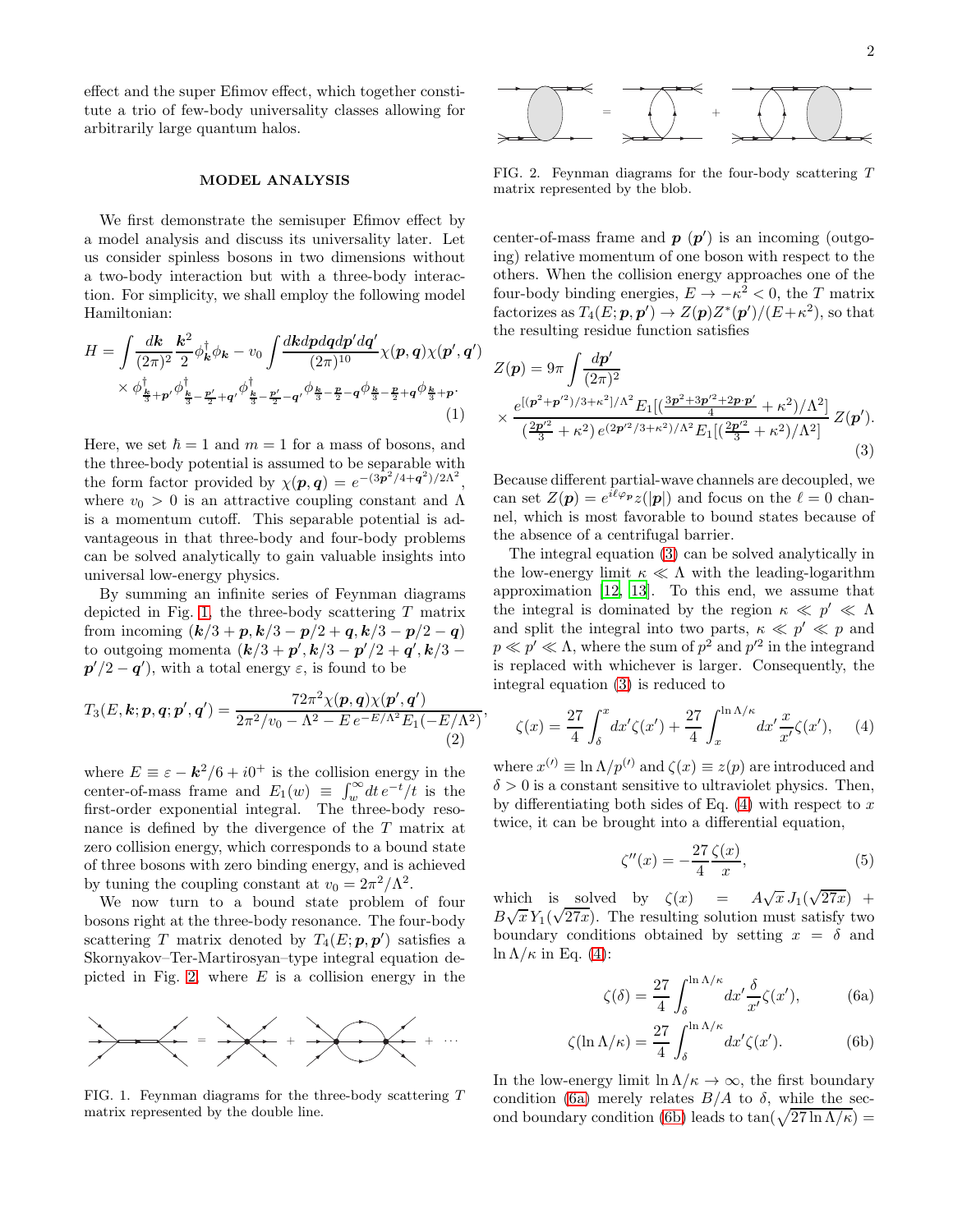effect and the super Efimov effect, which together constitute a trio of few-body universality classes allowing for arbitrarily large quantum halos.

## MODEL ANALYSIS

We first demonstrate the semisuper Efimov effect by a model analysis and discuss its universality later. Let us consider spinless bosons in two dimensions without a two-body interaction but with a three-body interaction. For simplicity, we shall employ the following model Hamiltonian:

$$H = \int \frac{d\boldsymbol{k}}{(2\pi)^2} \frac{\boldsymbol{k}^2}{2} \phi_{\boldsymbol{k}}^\dagger \phi_{\boldsymbol{k}} - v_0 \int \frac{d\boldsymbol{k}d\boldsymbol{p}d\boldsymbol{q}d\boldsymbol{p}'d\boldsymbol{q}'}{(2\pi)^{10}} \chi(\boldsymbol{p},\boldsymbol{q})\chi(\boldsymbol{p}',\boldsymbol{q}') \times \phi^\dagger_{\frac{\boldsymbol{k}}{3}+\boldsymbol{p}'} \phi^\dagger_{\frac{\boldsymbol{k}}{3}-\frac{\boldsymbol{p}'}{2}+\boldsymbol{q}'} \phi^\dagger_{\frac{\boldsymbol{k}}{3}-\frac{\boldsymbol{p}'}{2}-\boldsymbol{q}'} \phi_{\frac{\boldsymbol{k}}{3}-\frac{\boldsymbol{p}}{2}-\boldsymbol{q}} \phi_{\frac{\boldsymbol{k}}{3}-\frac{\boldsymbol{p}}{2}+\boldsymbol{q}} \phi_{\frac{\boldsymbol{k}}{3}+\boldsymbol{p}}. \tag{1}$$

Here, we set $\hbar = 1$ and $m = 1$ for a mass of bosons, and the three-body potential is assumed to be separable with the form factor provided by $\chi(\boldsymbol{p},\boldsymbol{q}) = e^{-(3\boldsymbol{p}^2/4+\boldsymbol{q}^2)/2\Lambda^2}$, where $v_0 > 0$ is an attractive coupling constant and $\Lambda$ is a momentum cutoff. This separable potential is advantageous in that three-body and four-body problems can be solved analytically to gain valuable insights into universal low-energy physics.

By summing an infinite series of Feynman diagrams depicted in Fig. 1, the three-body scattering $T$ matrix from incoming $(\boldsymbol{k}/3+\boldsymbol{p}, \boldsymbol{k}/3-\boldsymbol{p}/2+\boldsymbol{q}, \boldsymbol{k}/3-\boldsymbol{p}/2-\boldsymbol{q})$ to outgoing momenta $(\boldsymbol{k}/3+\boldsymbol{p}', \boldsymbol{k}/3-\boldsymbol{p}'/2+\boldsymbol{q}', \boldsymbol{k}/3-\boldsymbol{p}'/2-\boldsymbol{q}')$, with a total energy $\varepsilon$, is found to be

$$T_3(E,\boldsymbol{k};\boldsymbol{p},\boldsymbol{q};\boldsymbol{p}',\boldsymbol{q}') = \frac{72\pi^2\chi(\boldsymbol{p},\boldsymbol{q})\chi(\boldsymbol{p}',\boldsymbol{q}')}{2\pi^2/v_0 - \Lambda^2 - E\, e^{-E/\Lambda^2}E_1(-E/\Lambda^2)}, \tag{2}$$

where $E \equiv \varepsilon - \boldsymbol{k}^2/6 + i0^+$ is the collision energy in the center-of-mass frame and $E_1(w) \equiv \int_w^\infty dt\, e^{-t}/t$ is the first-order exponential integral. The three-body resonance is defined by the divergence of the $T$ matrix at zero collision energy, which corresponds to a bound state of three bosons with zero binding energy, and is achieved by tuning the coupling constant at $v_0 = 2\pi^2/\Lambda^2$.

We now turn to a bound state problem of four bosons right at the three-body resonance. The four-body scattering $T$ matrix denoted by $T_4(E;\boldsymbol{p},\boldsymbol{p}')$ satisfies a Skornyakov–Ter-Martirosyan–type integral equation depicted in Fig. 2, where $E$ is a collision energy in the center-of-mass frame and $\boldsymbol{p}$ ($\boldsymbol{p}'$) is an incoming (outgoing) relative momentum of one boson with respect to the others. When the collision energy approaches one of the four-body binding energies, $E \to -\kappa^2 < 0$, the $T$ matrix factorizes as $T_4(E;\boldsymbol{p},\boldsymbol{p}') \to Z(\boldsymbol{p})Z^*(\boldsymbol{p}')/(E+\kappa^2)$, so that the resulting residue function satisfies

FIG. 1. Feynman diagrams for the three-body scattering $T$ matrix represented by the double line.

FIG. 2. Feynman diagrams for the four-body scattering $T$ matrix represented by the blob.

$$Z(\boldsymbol{p}) = 9\pi \int \frac{d\boldsymbol{p}'}{(2\pi)^2} \times \frac{e^{[(\boldsymbol{p}^2+\boldsymbol{p}'^2)/3+\kappa^2]/\Lambda^2} E_1[(\frac{3\boldsymbol{p}^2+3\boldsymbol{p}'^2+2\boldsymbol{p}\cdot\boldsymbol{p}'}{4}+\kappa^2)/\Lambda^2]}{(\frac{2\boldsymbol{p}'^2}{3}+\kappa^2)\, e^{(2\boldsymbol{p}'^2/3+\kappa^2)/\Lambda^2} E_1[(\frac{2\boldsymbol{p}'^2}{3}+\kappa^2)/\Lambda^2]} Z(\boldsymbol{p}'). \tag{3}$$

Because different partial-wave channels are decoupled, we can set $Z(\boldsymbol{p}) = e^{i\ell\varphi_{\boldsymbol{p}}} z(|\boldsymbol{p}|)$ and focus on the $\ell = 0$ channel, which is most favorable to bound states because of the absence of a centrifugal barrier.

The integral equation (3) can be solved analytically in the low-energy limit $\kappa \ll \Lambda$ with the leading-logarithm approximation [12, 13]. To this end, we assume that the integral is dominated by the region $\kappa \ll p' \ll \Lambda$ and split the integral into two parts, $\kappa \ll p' \ll p$ and $p \ll p' \ll \Lambda$, where the sum of $p^2$ and $p'^2$ in the integrand is replaced with whichever is larger. Consequently, the integral equation (3) is reduced to

$$\zeta(x) = \frac{27}{4}\int_\delta^x dx'\zeta(x') + \frac{27}{4}\int_x^{\ln\Lambda/\kappa} dx' \frac{x}{x'}\zeta(x'), \tag{4}$$

where $x^{(\prime)} \equiv \ln\Lambda/p^{(\prime)}$ and $\zeta(x) \equiv z(p)$ are introduced and $\delta > 0$ is a constant sensitive to ultraviolet physics. Then, by differentiating both sides of Eq. (4) with respect to $x$ twice, it can be brought into a differential equation,

$$\zeta''(x) = -\frac{27}{4}\frac{\zeta(x)}{x}, \tag{5}$$

which is solved by $\zeta(x) = A\sqrt{x}\,J_1(\sqrt{27x}) + B\sqrt{x}\,Y_1(\sqrt{27x})$. The resulting solution must satisfy two boundary conditions obtained by setting $x = \delta$ and $\ln\Lambda/\kappa$ in Eq. (4):

$$\zeta(\delta) = \frac{27}{4}\int_\delta^{\ln\Lambda/\kappa} dx' \frac{\delta}{x'}\zeta(x'), \tag{6a}$$

$$\zeta(\ln\Lambda/\kappa) = \frac{27}{4}\int_\delta^{\ln\Lambda/\kappa} dx'\zeta(x'). \tag{6b}$$

In the low-energy limit $\ln\Lambda/\kappa \to \infty$, the first boundary condition (6a) merely relates $B/A$ to $\delta$, while the second boundary condition (6b) leads to $\tan(\sqrt{27\ln\Lambda/\kappa}) =$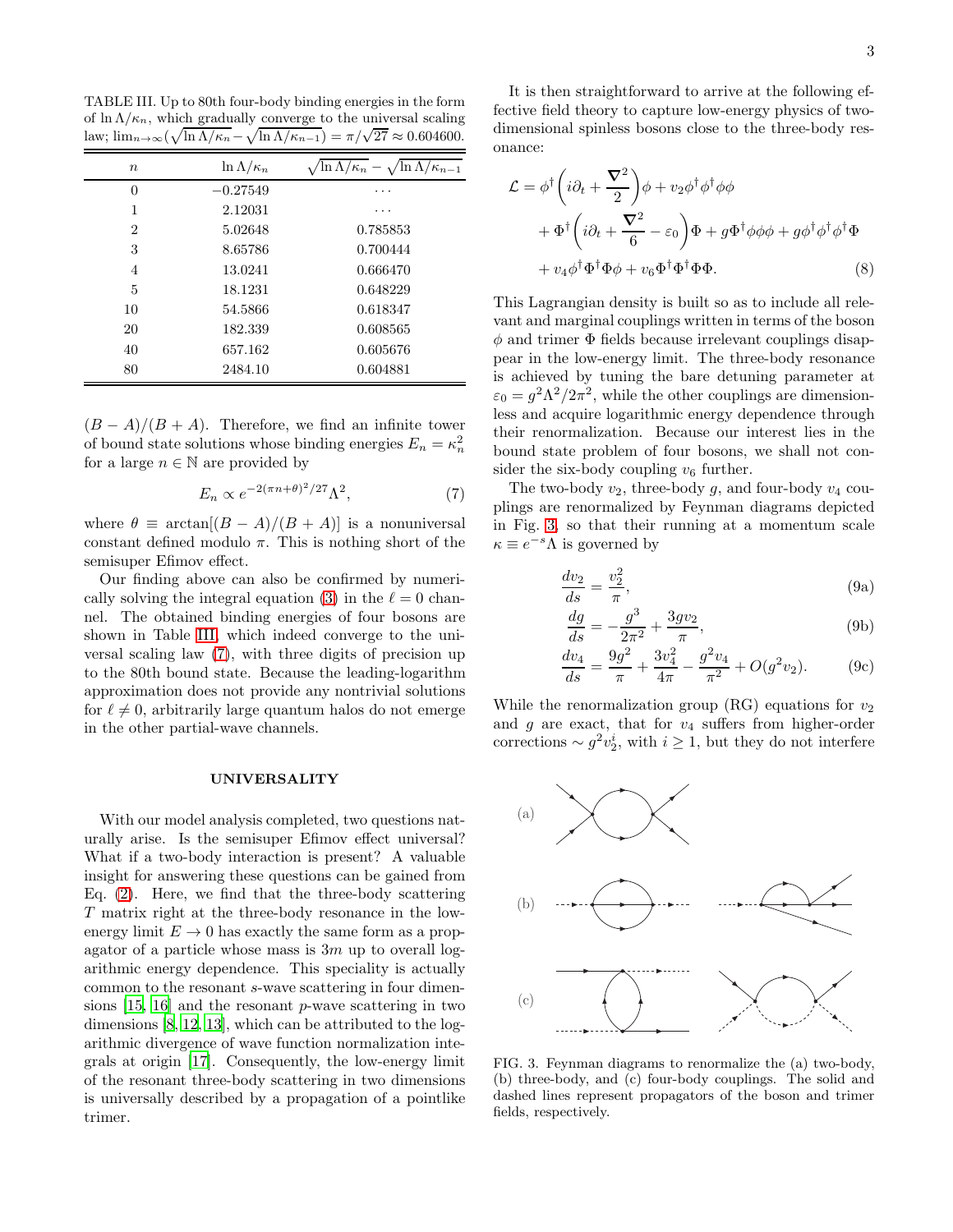TABLE III. Up to 80th four-body binding energies in the form of $\ln \Lambda/\kappa_n$, which gradually converge to the universal scaling law; $\lim_{n\to\infty}(\sqrt{\ln \Lambda/\kappa_n} - \sqrt{\ln \Lambda/\kappa_{n-1}}) = \pi/\sqrt{27} \approx 0.604600$.

| $n$ | $\ln \Lambda/\kappa_n$ | $\sqrt{\ln \Lambda/\kappa_n} - \sqrt{\ln \Lambda/\kappa_{n-1}}$ |
|---|---|---|
| 0 | −0.27549 | ⋯ |
| 1 | 2.12031 | ⋯ |
| 2 | 5.02648 | 0.785853 |
| 3 | 8.65786 | 0.700444 |
| 4 | 13.0241 | 0.666470 |
| 5 | 18.1231 | 0.648229 |
| 10 | 54.5866 | 0.618347 |
| 20 | 182.339 | 0.608565 |
| 40 | 657.162 | 0.605676 |
| 80 | 2484.10 | 0.604881 |

$(B-A)/(B+A)$. Therefore, we find an infinite tower of bound state solutions whose binding energies $E_n = \kappa_n^2$ for a large $n \in \mathbb{N}$ are provided by

$$E_n \propto e^{-2(\pi n+\theta)^2/27}\Lambda^2, \tag{7}$$

where $\theta \equiv \arctan[(B-A)/(B+A)]$ is a nonuniversal constant defined modulo $\pi$. This is nothing short of the semisuper Efimov effect.

Our finding above can also be confirmed by numerically solving the integral equation (3) in the $\ell = 0$ channel. The obtained binding energies of four bosons are shown in Table III, which indeed converge to the universal scaling law (7), with three digits of precision up to the 80th bound state. Because the leading-logarithm approximation does not provide any nontrivial solutions for $\ell \neq 0$, arbitrarily large quantum halos do not emerge in the other partial-wave channels.

## UNIVERSALITY

With our model analysis completed, two questions naturally arise. Is the semisuper Efimov effect universal? What if a two-body interaction is present? A valuable insight for answering these questions can be gained from Eq. (2). Here, we find that the three-body scattering $T$ matrix right at the three-body resonance in the low-energy limit $E \to 0$ has exactly the same form as a propagator of a particle whose mass is $3m$ up to overall logarithmic energy dependence. This speciality is actually common to the resonant $s$-wave scattering in four dimensions [15, 16] and the resonant $p$-wave scattering in two dimensions [8, 12, 13], which can be attributed to the logarithmic divergence of wave function normalization integrals at origin [17]. Consequently, the low-energy limit of the resonant three-body scattering in two dimensions is universally described by a propagation of a pointlike trimer.

It is then straightforward to arrive at the following effective field theory to capture low-energy physics of two-dimensional spinless bosons close to the three-body resonance:

$$\begin{aligned}\mathcal{L} &= \phi^\dagger\left(i\partial_t + \frac{\nabla^2}{2}\right)\phi + v_2\phi^\dagger\phi^\dagger\phi\phi \\ &\quad + \Phi^\dagger\left(i\partial_t + \frac{\nabla^2}{6} - \varepsilon_0\right)\Phi + g\Phi^\dagger\phi\phi\phi + g\phi^\dagger\phi^\dagger\phi^\dagger\Phi \\ &\quad + v_4\phi^\dagger\Phi^\dagger\Phi\phi + v_6\Phi^\dagger\Phi^\dagger\Phi\Phi.\end{aligned} \tag{8}$$

This Lagrangian density is built so as to include all relevant and marginal couplings written in terms of the boson $\phi$ and trimer $\Phi$ fields because irrelevant couplings disappear in the low-energy limit. The three-body resonance is achieved by tuning the bare detuning parameter at $\varepsilon_0 = g^2\Lambda^2/2\pi^2$, while the other couplings are dimensionless and acquire logarithmic energy dependence through their renormalization. Because our interest lies in the bound state problem of four bosons, we shall not consider the six-body coupling $v_6$ further.

The two-body $v_2$, three-body $g$, and four-body $v_4$ couplings are renormalized by Feynman diagrams depicted in Fig. 3, so that their running at a momentum scale $\kappa \equiv e^{-s}\Lambda$ is governed by

$$\frac{dv_2}{ds} = \frac{v_2^2}{\pi}, \tag{9a}$$

$$\frac{dg}{ds} = -\frac{g^3}{2\pi^2} + \frac{3gv_2}{\pi}, \tag{9b}$$

$$\frac{dv_4}{ds} = \frac{9g^2}{\pi} + \frac{3v_4^2}{4\pi} - \frac{g^2v_4}{\pi^2} + O(g^2v_2). \tag{9c}$$

While the renormalization group (RG) equations for $v_2$ and $g$ are exact, that for $v_4$ suffers from higher-order corrections $\sim g^2v_2^i$, with $i \geq 1$, but they do not interfere

FIG. 3. Feynman diagrams to renormalize the (a) two-body, (b) three-body, and (c) four-body couplings. The solid and dashed lines represent propagators of the boson and trimer fields, respectively.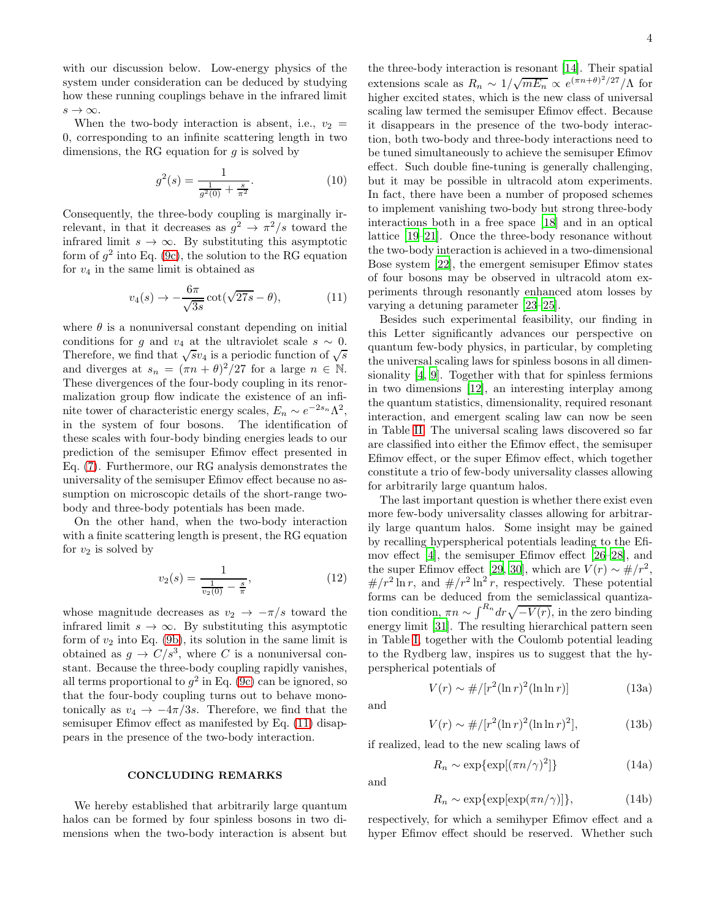with our discussion below. Low-energy physics of the system under consideration can be deduced by studying how these running couplings behave in the infrared limit $s \to \infty$.

When the two-body interaction is absent, i.e., $v_2 = 0$, corresponding to an infinite scattering length in two dimensions, the RG equation for $g$ is solved by

$$g^2(s) = \frac{1}{\frac{1}{g^2(0)} + \frac{s}{\pi^2}}. \tag{10}$$

Consequently, the three-body coupling is marginally irrelevant, in that it decreases as $g^2 \to \pi^2/s$ toward the infrared limit $s \to \infty$. By substituting this asymptotic form of $g^2$ into Eq. (9c), the solution to the RG equation for $v_4$ in the same limit is obtained as

$$v_4(s) \to -\frac{6\pi}{\sqrt{3s}} \cot(\sqrt{27s} - \theta), \tag{11}$$

where $\theta$ is a nonuniversal constant depending on initial conditions for $g$ and $v_4$ at the ultraviolet scale $s \sim 0$. Therefore, we find that $\sqrt{s}v_4$ is a periodic function of $\sqrt{s}$ and diverges at $s_n = (\pi n + \theta)^2/27$ for a large $n \in \mathbb{N}$. These divergences of the four-body coupling in its renormalization group flow indicate the existence of an infinite tower of characteristic energy scales, $E_n \sim e^{-2s_n}\Lambda^2$, in the system of four bosons. The identification of these scales with four-body binding energies leads to our prediction of the semisuper Efimov effect presented in Eq. (7). Furthermore, our RG analysis demonstrates the universality of the semisuper Efimov effect because no assumption on microscopic details of the short-range two-body and three-body potentials has been made.

On the other hand, when the two-body interaction with a finite scattering length is present, the RG equation for $v_2$ is solved by

$$v_2(s) = \frac{1}{\frac{1}{v_2(0)} - \frac{s}{\pi}}, \tag{12}$$

whose magnitude decreases as $v_2 \to -\pi/s$ toward the infrared limit $s \to \infty$. By substituting this asymptotic form of $v_2$ into Eq. (9b), its solution in the same limit is obtained as $g \to C/s^3$, where $C$ is a nonuniversal constant. Because the three-body coupling rapidly vanishes, all terms proportional to $g^2$ in Eq. (9c) can be ignored, so that the four-body coupling turns out to behave monotonically as $v_4 \to -4\pi/3s$. Therefore, we find that the semisuper Efimov effect as manifested by Eq. (11) disappears in the presence of the two-body interaction.

## CONCLUDING REMARKS

We hereby established that arbitrarily large quantum halos can be formed by four spinless bosons in two dimensions when the two-body interaction is absent but the three-body interaction is resonant [14]. Their spatial extensions scale as $R_n \sim 1/\sqrt{mE_n} \propto e^{(\pi n+\theta)^2/27}/\Lambda$ for higher excited states, which is the new class of universal scaling law termed the semisuper Efimov effect. Because it disappears in the presence of the two-body interaction, both two-body and three-body interactions need to be tuned simultaneously to achieve the semisuper Efimov effect. Such double fine-tuning is generally challenging, but it may be possible in ultracold atom experiments. In fact, there have been a number of proposed schemes to implement vanishing two-body but strong three-body interactions both in a free space [18] and in an optical lattice [19–21]. Once the three-body resonance without the two-body interaction is achieved in a two-dimensional Bose system [22], the emergent semisuper Efimov states of four bosons may be observed in ultracold atom experiments through resonantly enhanced atom losses by varying a detuning parameter [23–25].

Besides such experimental feasibility, our finding in this Letter significantly advances our perspective on quantum few-body physics, in particular, by completing the universal scaling laws for spinless bosons in all dimensionality [4, 9]. Together with that for spinless fermions in two dimensions [12], an interesting interplay among the quantum statistics, dimensionality, required resonant interaction, and emergent scaling law can now be seen in Table II. The universal scaling laws discovered so far are classified into either the Efimov effect, the semisuper Efimov effect, or the super Efimov effect, which together constitute a trio of few-body universality classes allowing for arbitrarily large quantum halos.

The last important question is whether there exist even more few-body universality classes allowing for arbitrarily large quantum halos. Some insight may be gained by recalling hyperspherical potentials leading to the Efimov effect [4], the semisuper Efimov effect [26–28], and the super Efimov effect [29, 30], which are $V(r) \sim \#/r^2$, $\#/r^2 \ln r$, and $\#/r^2 \ln^2 r$, respectively. These potential forms can be deduced from the semiclassical quantization condition, $\pi n \sim \int^{R_n} dr \sqrt{-V(r)}$, in the zero binding energy limit [31]. The resulting hierarchical pattern seen in Table I, together with the Coulomb potential leading to the Rydberg law, inspires us to suggest that the hyperspherical potentials of

$$V(r) \sim \#/[r^2(\ln r)^2(\ln\ln r)] \tag{13a}$$

and

$$V(r) \sim \#/[r^2(\ln r)^2(\ln\ln r)^2], \tag{13b}$$

if realized, lead to the new scaling laws of

$$R_n \sim \exp\{\exp[(\pi n/\gamma)^2]\} \tag{14a}$$

and

$$R_n \sim \exp\{\exp[\exp(\pi n/\gamma)]\}, \tag{14b}$$

respectively, for which a semihyper Efimov effect and a hyper Efimov effect should be reserved. Whether such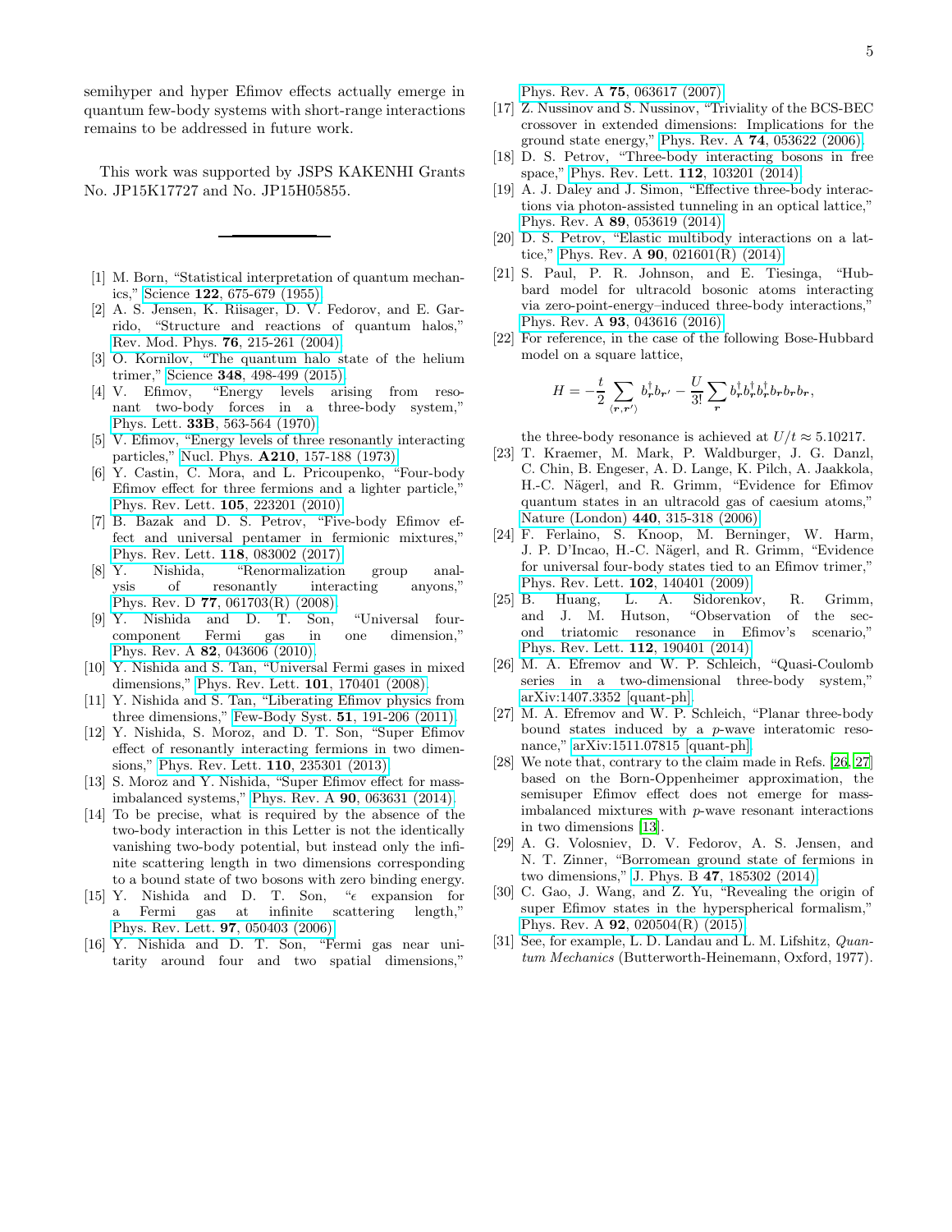semihyper and hyper Efimov effects actually emerge in quantum few-body systems with short-range interactions remains to be addressed in future work.

This work was supported by JSPS KAKENHI Grants No. JP15K17727 and No. JP15H05855.

---

[1] M. Born, "Statistical interpretation of quantum mechanics," Science **122**, 675-679 (1955).

[2] A. S. Jensen, K. Riisager, D. V. Fedorov, and E. Garrido, "Structure and reactions of quantum halos," Rev. Mod. Phys. **76**, 215-261 (2004).

[3] O. Kornilov, "The quantum halo state of the helium trimer," Science **348**, 498-499 (2015).

[4] V. Efimov, "Energy levels arising from resonant two-body forces in a three-body system," Phys. Lett. **33B**, 563-564 (1970).

[5] V. Efimov, "Energy levels of three resonantly interacting particles," Nucl. Phys. **A210**, 157-188 (1973).

[6] Y. Castin, C. Mora, and L. Pricoupenko, "Four-body Efimov effect for three fermions and a lighter particle," Phys. Rev. Lett. **105**, 223201 (2010).

[7] B. Bazak and D. S. Petrov, "Five-body Efimov effect and universal pentamer in fermionic mixtures," Phys. Rev. Lett. **118**, 083002 (2017).

[8] Y. Nishida, "Renormalization group analysis of resonantly interacting anyons," Phys. Rev. D **77**, 061703(R) (2008).

[9] Y. Nishida and D. T. Son, "Universal four-component Fermi gas in one dimension," Phys. Rev. A **82**, 043606 (2010).

[10] Y. Nishida and S. Tan, "Universal Fermi gases in mixed dimensions," Phys. Rev. Lett. **101**, 170401 (2008).

[11] Y. Nishida and S. Tan, "Liberating Efimov physics from three dimensions," Few-Body Syst. **51**, 191-206 (2011).

[12] Y. Nishida, S. Moroz, and D. T. Son, "Super Efimov effect of resonantly interacting fermions in two dimensions," Phys. Rev. Lett. **110**, 235301 (2013).

[13] S. Moroz and Y. Nishida, "Super Efimov effect for mass-imbalanced systems," Phys. Rev. A **90**, 063631 (2014).

[14] To be precise, what is required by the absence of the two-body interaction in this Letter is not the identically vanishing two-body potential, but instead only the infinite scattering length in two dimensions corresponding to a bound state of two bosons with zero binding energy.

[15] Y. Nishida and D. T. Son, "$\epsilon$ expansion for a Fermi gas at infinite scattering length," Phys. Rev. Lett. **97**, 050403 (2006).

[16] Y. Nishida and D. T. Son, "Fermi gas near unitarity around four and two spatial dimensions," Phys. Rev. A **75**, 063617 (2007).

[17] Z. Nussinov and S. Nussinov, "Triviality of the BCS-BEC crossover in extended dimensions: Implications for the ground state energy," Phys. Rev. A **74**, 053622 (2006).

[18] D. S. Petrov, "Three-body interacting bosons in free space," Phys. Rev. Lett. **112**, 103201 (2014).

[19] A. J. Daley and J. Simon, "Effective three-body interactions via photon-assisted tunneling in an optical lattice," Phys. Rev. A **89**, 053619 (2014).

[20] D. S. Petrov, "Elastic multibody interactions on a lattice," Phys. Rev. A **90**, 021601(R) (2014).

[21] S. Paul, P. R. Johnson, and E. Tiesinga, "Hubbard model for ultracold bosonic atoms interacting via zero-point-energy–induced three-body interactions," Phys. Rev. A **93**, 043616 (2016).

[22] For reference, in the case of the following Bose-Hubbard model on a square lattice,

$$H = -\frac{t}{2}\sum_{\langle \boldsymbol{r},\boldsymbol{r}'\rangle} b_{\boldsymbol{r}}^\dagger b_{\boldsymbol{r}'} - \frac{U}{3!}\sum_{\boldsymbol{r}} b_{\boldsymbol{r}}^\dagger b_{\boldsymbol{r}}^\dagger b_{\boldsymbol{r}}^\dagger b_{\boldsymbol{r}} b_{\boldsymbol{r}} b_{\boldsymbol{r}},$$

the three-body resonance is achieved at $U/t \approx 5.10217$.

[23] T. Kraemer, M. Mark, P. Waldburger, J. G. Danzl, C. Chin, B. Engeser, A. D. Lange, K. Pilch, A. Jaakkola, H.-C. Nägerl, and R. Grimm, "Evidence for Efimov quantum states in an ultracold gas of caesium atoms," Nature (London) **440**, 315-318 (2006).

[24] F. Ferlaino, S. Knoop, M. Berninger, W. Harm, J. P. D'Incao, H.-C. Nägerl, and R. Grimm, "Evidence for universal four-body states tied to an Efimov trimer," Phys. Rev. Lett. **102**, 140401 (2009).

[25] B. Huang, L. A. Sidorenkov, R. Grimm, and J. M. Hutson, "Observation of the second triatomic resonance in Efimov's scenario," Phys. Rev. Lett. **112**, 190401 (2014).

[26] M. A. Efremov and W. P. Schleich, "Quasi-Coulomb series in a two-dimensional three-body system," arXiv:1407.3352 [quant-ph].

[27] M. A. Efremov and W. P. Schleich, "Planar three-body bound states induced by a $p$-wave interatomic resonance," arXiv:1511.07815 [quant-ph].

[28] We note that, contrary to the claim made in Refs. [26, 27] based on the Born-Oppenheimer approximation, the semisuper Efimov effect does not emerge for mass-imbalanced mixtures with $p$-wave resonant interactions in two dimensions [13].

[29] A. G. Volosniev, D. V. Fedorov, A. S. Jensen, and N. T. Zinner, "Borromean ground state of fermions in two dimensions," J. Phys. B **47**, 185302 (2014).

[30] C. Gao, J. Wang, and Z. Yu, "Revealing the origin of super Efimov states in the hyperspherical formalism," Phys. Rev. A **92**, 020504(R) (2015).

[31] See, for example, L. D. Landau and L. M. Lifshitz, *Quantum Mechanics* (Butterworth-Heinemann, Oxford, 1977).